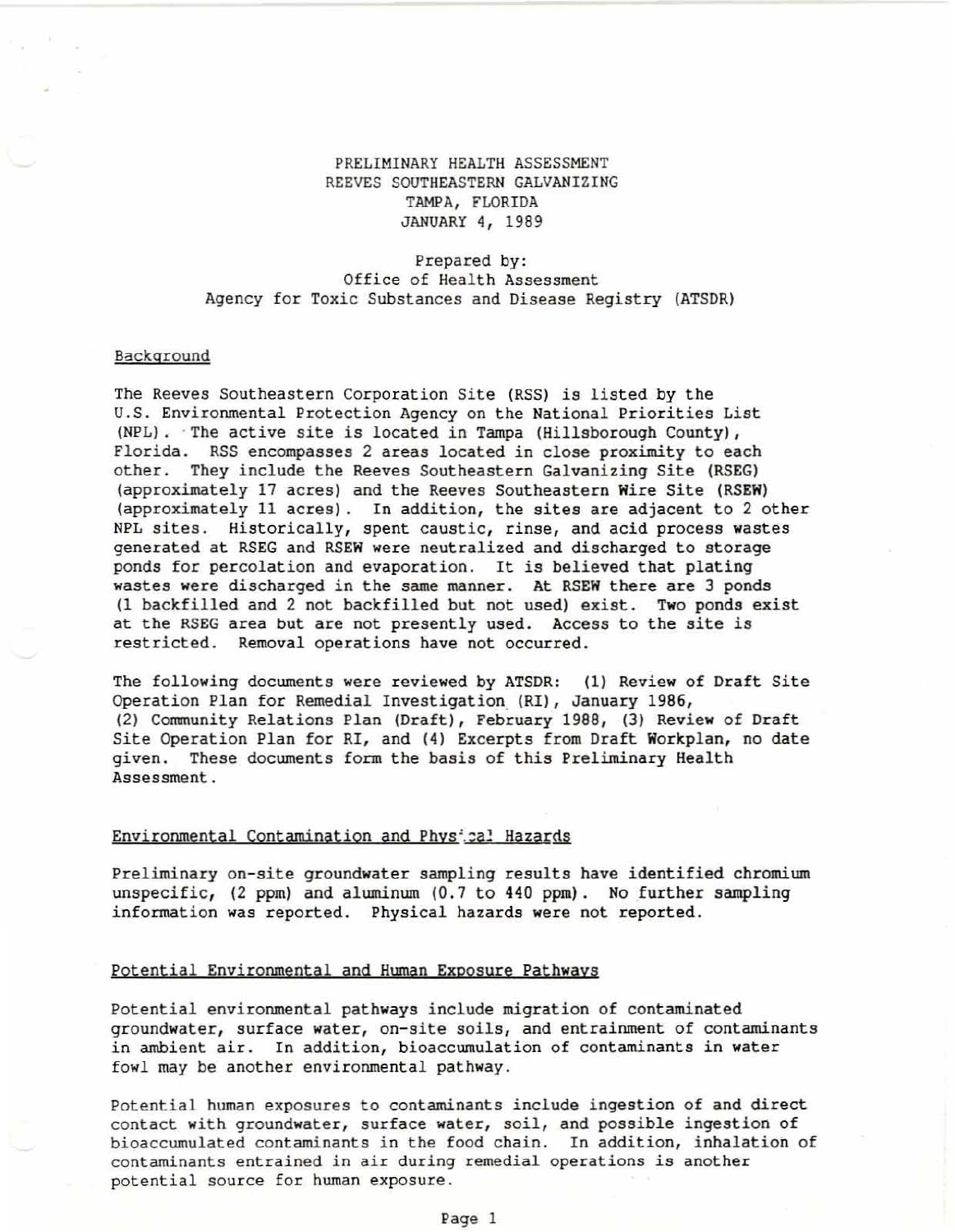PRELIMINARY HEALTH ASSESSMENT
REEVES SOUTHEASTERN GALVANIZING
TAMPA, FLORIDA
JANUARY 4, 1989

Prepared by:
Office of Health Assessment
Agency for Toxic Substances and Disease Registry (ATSDR)

## Background

The Reeves Southeastern Corporation Site (RSS) is listed by the U.S. Environmental Protection Agency on the National Priorities List (NPL). The active site is located in Tampa (Hillsborough County), Florida. RSS encompasses 2 areas located in close proximity to each other. They include the Reeves Southeastern Galvanizing Site (RSEG) (approximately 17 acres) and the Reeves Southeastern Wire Site (RSEW) (approximately 11 acres). In addition, the sites are adjacent to 2 other NPL sites. Historically, spent caustic, rinse, and acid process wastes generated at RSEG and RSEW were neutralized and discharged to storage ponds for percolation and evaporation. It is believed that plating wastes were discharged in the same manner. At RSEW there are 3 ponds (1 backfilled and 2 not backfilled but not used) exist. Two ponds exist at the RSEG area but are not presently used. Access to the site is restricted. Removal operations have not occurred.

The following documents were reviewed by ATSDR: (1) Review of Draft Site Operation Plan for Remedial Investigation (RI), January 1986, (2) Community Relations Plan (Draft), February 1988, (3) Review of Draft Site Operation Plan for RI, and (4) Excerpts from Draft Workplan, no date given. These documents form the basis of this Preliminary Health Assessment.

## Environmental Contamination and Physical Hazards

Preliminary on-site groundwater sampling results have identified chromium unspecific, (2 ppm) and aluminum (0.7 to 440 ppm). No further sampling information was reported. Physical hazards were not reported.

## Potential Environmental and Human Exposure Pathways

Potential environmental pathways include migration of contaminated groundwater, surface water, on-site soils, and entrainment of contaminants in ambient air. In addition, bioaccumulation of contaminants in water fowl may be another environmental pathway.

Potential human exposures to contaminants include ingestion of and direct contact with groundwater, surface water, soil, and possible ingestion of bioaccumulated contaminants in the food chain. In addition, inhalation of contaminants entrained in air during remedial operations is another potential source for human exposure.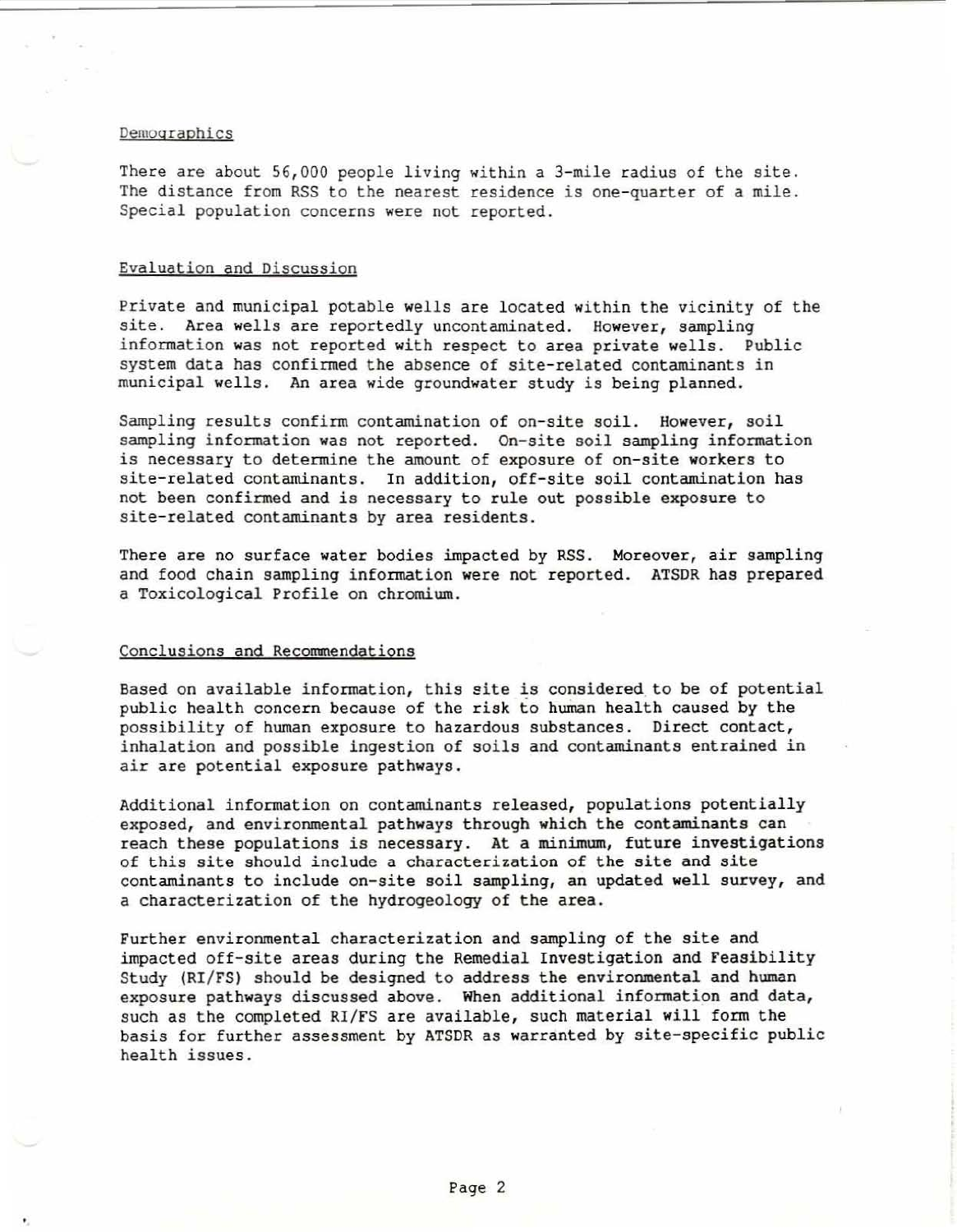## Demographics

There are about 56,000 people living within a 3-mile radius of the site. The distance from RSS to the nearest residence is one-quarter of a mile. Special population concerns were not reported.

## Evaluation and Discussion

Private and municipal potable wells are located within the vicinity of the site. Area wells are reportedly uncontaminated. However, sampling information was not reported with respect to area private wells. Public system data has confirmed the absence of site-related contaminants in municipal wells. An area wide groundwater study is being planned.

Sampling results confirm contamination of on-site soil. However, soil sampling information was not reported. On-site soil sampling information is necessary to determine the amount of exposure of on-site workers to site-related contaminants. In addition, off-site soil contamination has not been confirmed and is necessary to rule out possible exposure to site-related contaminants by area residents.

There are no surface water bodies impacted by RSS. Moreover, air sampling and food chain sampling information were not reported. ATSDR has prepared a Toxicological Profile on chromium.

## Conclusions and Recommendations

Based on available information, this site is considered to be of potential public health concern because of the risk to human health caused by the possibility of human exposure to hazardous substances. Direct contact, inhalation and possible ingestion of soils and contaminants entrained in air are potential exposure pathways.

Additional information on contaminants released, populations potentially exposed, and environmental pathways through which the contaminants can reach these populations is necessary. At a minimum, future investigations of this site should include a characterization of the site and site contaminants to include on-site soil sampling, an updated well survey, and a characterization of the hydrogeology of the area.

Further environmental characterization and sampling of the site and impacted off-site areas during the Remedial Investigation and Feasibility Study (RI/FS) should be designed to address the environmental and human exposure pathways discussed above. When additional information and data, such as the completed RI/FS are available, such material will form the basis for further assessment by ATSDR as warranted by site-specific public health issues.